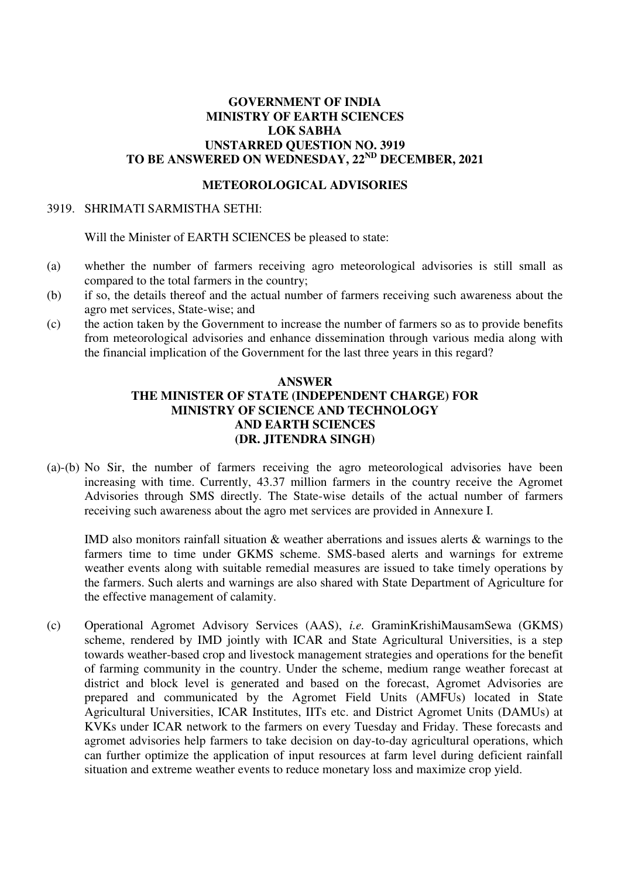**GOVERNMENT OF INDIA**
**MINISTRY OF EARTH SCIENCES**
**LOK SABHA**
**UNSTARRED QUESTION NO. 3919**
**TO BE ANSWERED ON WEDNESDAY, 22ND DECEMBER, 2021**

**METEOROLOGICAL ADVISORIES**

3919. SHRIMATI SARMISTHA SETHI:

Will the Minister of EARTH SCIENCES be pleased to state:

(a) whether the number of farmers receiving agro meteorological advisories is still small as compared to the total farmers in the country;

(b) if so, the details thereof and the actual number of farmers receiving such awareness about the agro met services, State-wise; and

(c) the action taken by the Government to increase the number of farmers so as to provide benefits from meteorological advisories and enhance dissemination through various media along with the financial implication of the Government for the last three years in this regard?

**ANSWER**
**THE MINISTER OF STATE (INDEPENDENT CHARGE) FOR MINISTRY OF SCIENCE AND TECHNOLOGY AND EARTH SCIENCES**
**(DR. JITENDRA SINGH)**

(a)-(b) No Sir, the number of farmers receiving the agro meteorological advisories have been increasing with time. Currently, 43.37 million farmers in the country receive the Agromet Advisories through SMS directly. The State-wise details of the actual number of farmers receiving such awareness about the agro met services are provided in Annexure I.

IMD also monitors rainfall situation & weather aberrations and issues alerts & warnings to the farmers time to time under GKMS scheme. SMS-based alerts and warnings for extreme weather events along with suitable remedial measures are issued to take timely operations by the farmers. Such alerts and warnings are also shared with State Department of Agriculture for the effective management of calamity.

(c) Operational Agromet Advisory Services (AAS), *i.e.* GraminKrishiMausamSewa (GKMS) scheme, rendered by IMD jointly with ICAR and State Agricultural Universities, is a step towards weather-based crop and livestock management strategies and operations for the benefit of farming community in the country. Under the scheme, medium range weather forecast at district and block level is generated and based on the forecast, Agromet Advisories are prepared and communicated by the Agromet Field Units (AMFUs) located in State Agricultural Universities, ICAR Institutes, IITs etc. and District Agromet Units (DAMUs) at KVKs under ICAR network to the farmers on every Tuesday and Friday. These forecasts and agromet advisories help farmers to take decision on day-to-day agricultural operations, which can further optimize the application of input resources at farm level during deficient rainfall situation and extreme weather events to reduce monetary loss and maximize crop yield.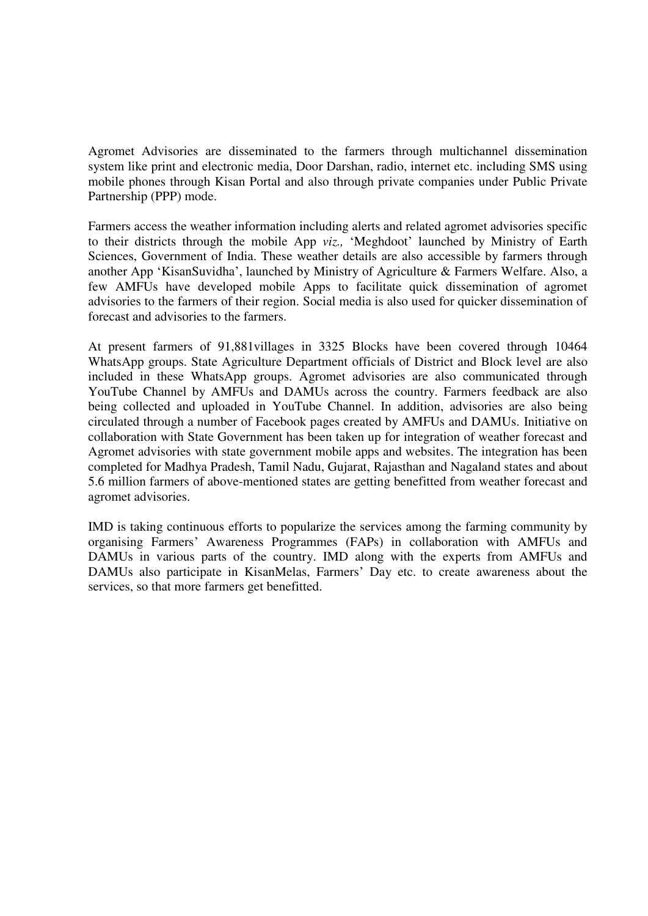Agromet Advisories are disseminated to the farmers through multichannel dissemination system like print and electronic media, Door Darshan, radio, internet etc. including SMS using mobile phones through Kisan Portal and also through private companies under Public Private Partnership (PPP) mode.

Farmers access the weather information including alerts and related agromet advisories specific to their districts through the mobile App *viz.,* 'Meghdoot' launched by Ministry of Earth Sciences, Government of India. These weather details are also accessible by farmers through another App 'KisanSuvidha', launched by Ministry of Agriculture & Farmers Welfare. Also, a few AMFUs have developed mobile Apps to facilitate quick dissemination of agromet advisories to the farmers of their region. Social media is also used for quicker dissemination of forecast and advisories to the farmers.

At present farmers of 91,881villages in 3325 Blocks have been covered through 10464 WhatsApp groups. State Agriculture Department officials of District and Block level are also included in these WhatsApp groups. Agromet advisories are also communicated through YouTube Channel by AMFUs and DAMUs across the country. Farmers feedback are also being collected and uploaded in YouTube Channel. In addition, advisories are also being circulated through a number of Facebook pages created by AMFUs and DAMUs. Initiative on collaboration with State Government has been taken up for integration of weather forecast and Agromet advisories with state government mobile apps and websites. The integration has been completed for Madhya Pradesh, Tamil Nadu, Gujarat, Rajasthan and Nagaland states and about 5.6 million farmers of above-mentioned states are getting benefitted from weather forecast and agromet advisories.

IMD is taking continuous efforts to popularize the services among the farming community by organising Farmers' Awareness Programmes (FAPs) in collaboration with AMFUs and DAMUs in various parts of the country. IMD along with the experts from AMFUs and DAMUs also participate in KisanMelas, Farmers' Day etc. to create awareness about the services, so that more farmers get benefitted.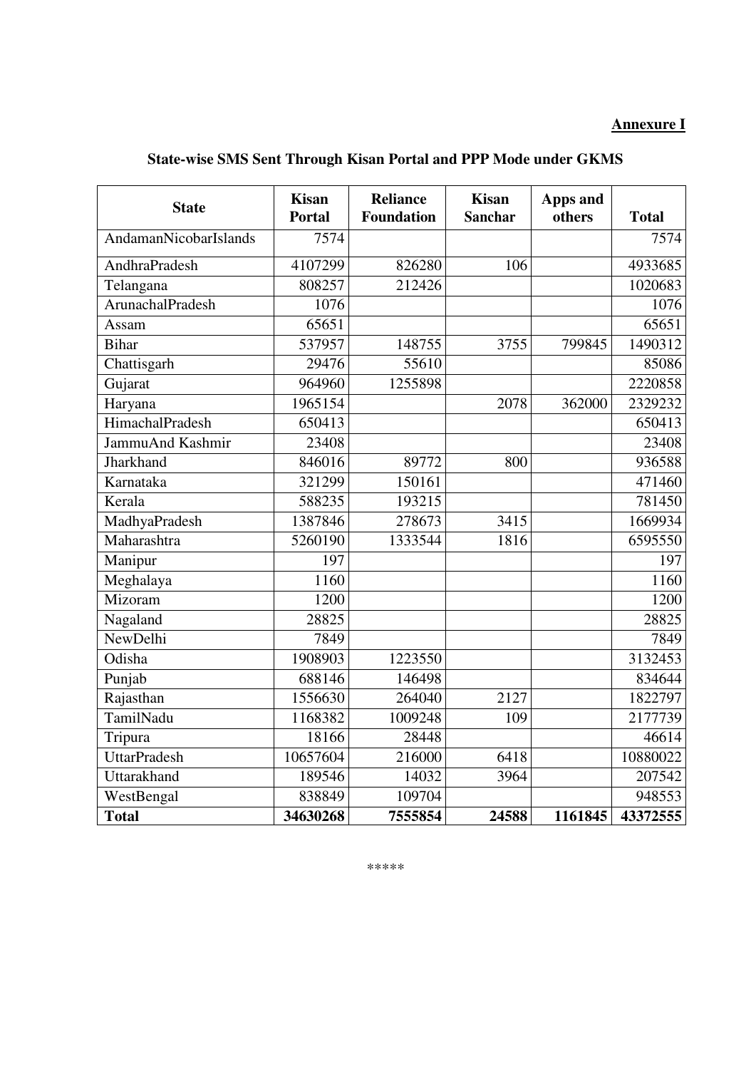**Annexure I**

## State-wise SMS Sent Through Kisan Portal and PPP Mode under GKMS

| State | Kisan Portal | Reliance Foundation | Kisan Sanchar | Apps and others | Total |
|---|---|---|---|---|---|
| AndamanNicobarIslands | 7574 | | | | 7574 |
| AndhraPradesh | 4107299 | 826280 | 106 | | 4933685 |
| Telangana | 808257 | 212426 | | | 1020683 |
| ArunachalPradesh | 1076 | | | | 1076 |
| Assam | 65651 | | | | 65651 |
| Bihar | 537957 | 148755 | 3755 | 799845 | 1490312 |
| Chattisgarh | 29476 | 55610 | | | 85086 |
| Gujarat | 964960 | 1255898 | | | 2220858 |
| Haryana | 1965154 | | 2078 | 362000 | 2329232 |
| HimachalPradesh | 650413 | | | | 650413 |
| JammuAnd Kashmir | 23408 | | | | 23408 |
| Jharkhand | 846016 | 89772 | 800 | | 936588 |
| Karnataka | 321299 | 150161 | | | 471460 |
| Kerala | 588235 | 193215 | | | 781450 |
| MadhyaPradesh | 1387846 | 278673 | 3415 | | 1669934 |
| Maharashtra | 5260190 | 1333544 | 1816 | | 6595550 |
| Manipur | 197 | | | | 197 |
| Meghalaya | 1160 | | | | 1160 |
| Mizoram | 1200 | | | | 1200 |
| Nagaland | 28825 | | | | 28825 |
| NewDelhi | 7849 | | | | 7849 |
| Odisha | 1908903 | 1223550 | | | 3132453 |
| Punjab | 688146 | 146498 | | | 834644 |
| Rajasthan | 1556630 | 264040 | 2127 | | 1822797 |
| TamilNadu | 1168382 | 1009248 | 109 | | 2177739 |
| Tripura | 18166 | 28448 | | | 46614 |
| UttarPradesh | 10657604 | 216000 | 6418 | | 10880022 |
| Uttarakhand | 189546 | 14032 | 3964 | | 207542 |
| WestBengal | 838849 | 109704 | | | 948553 |
| **Total** | **34630268** | **7555854** | **24588** | **1161845** | **43372555** |

*****